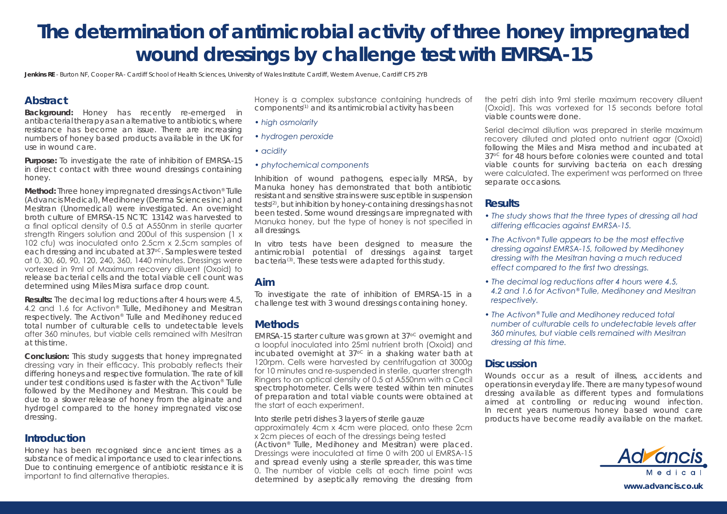# The determination of antimicrobial activity of three honey impregnated wound dressings by challenge test with EMRSA-15

**Jenkins RE** - Burton NF, Cooper RA- Cardiff School of Health Sciences, University of Wales Institute Cardiff, Western Avenue, Cardiff CF5 2YB

## Abstract

**Background:** Honey has recently re-emerged in antibacterial therapy as an alternative to antibiotics, where resistance has become an issue. There are increasing numbers of honey based products available in the UK for use in wound care.

**Purpose:** To investigate the rate of inhibition of EMRSA-15 in direct contact with three wound dressings containing honey.

**Method:** Three honey impregnated dressings Activon® Tulle (Advancis Medical), Medihoney (Derma Sciences inc) and Mesitran (Unomedical) were investigated. An overnight broth culture of EMRSA-15 NCTC 13142 was harvested to a final optical density of 0.5 at A550nm in sterile quarter strength Ringers solution and 200ul of this suspension (1 x 10[2] cfu) was inoculated onto 2.5cm x 2.5cm samples of each dressing and incubated at 37°C. Samples were tested at 0, 30, 60, 90, 120, 240, 360, 1440 minutes. Dressings were vortexed in 9ml of Maximum recovery diluent (Oxoid) to release bacterial cells and the total viable cell count was determined using Miles Misra surface drop count.

**Results:** The decimal log reductions after 4 hours were 4.5, 4.2 and 1.6 for Activon® Tulle, Medihoney and Mesitran respectively. The Activon® Tulle and Medihoney reduced total number of culturable cells to undetectable levels after 360 minutes, but viable cells remained with Mesitran at this time.

**Conclusion:** This study suggests that honey impregnated dressing vary in their efficacy. This probably reflects their differing honeys and respective formulation. The rate of kill under test conditions used is faster with the Activon® Tulle followed by the Medihoney and Mesitran. This could be due to a slower release of honey from the alginate and hydrogel compared to the honey impregnated viscose dressing.

## Introduction

Honey has been recognised since ancient times as a substance of medical importance used to clear infections. Due to continuing emergence of antibiotic resistance it is important to find alternative therapies.

Honey is a complex substance containing hundreds of components[1] and its antimicrobial activity has been

- *high osmolarity*
- *hydrogen peroxide*
- *acidity*
- *phytochemical components*

Inhibition of wound pathogens, especially MRSA, by Manuka honey has demonstrated that both antibiotic resistant and sensitive strains were susceptible in suspension tests[2], but inhibition by honey-containing dressings has not been tested. Some wound dressings are impregnated with Manuka honey, but the type of honey is not specified in all dressings.

In vitro tests have been designed to measure the antimicrobial potential of dressings against target bacteria[3]. These tests were adapted for this study.

## Aim

To investigate the rate of inhibition of EMRSA-15 in a challenge test with 3 wound dressings containing honey.

## Methods

EMRSA-15 starter culture was grown at 37°C overnight and a loopful inoculated into 25ml nutrient broth (Oxoid) and incubated overnight at 37°C in a shaking water bath at 120rpm. Cells were harvested by centrifugation at 3000g for 10 minutes and re-suspended in sterile, quarter strength Ringers to an optical density of 0.5 at A550nm with a Cecil spectrophotometer. Cells were tested within ten minutes of preparation and total viable counts were obtained at the start of each experiment.

Into sterile petri dishes 3 layers of sterile gauze approximately 4cm x 4cm were placed, onto these 2cm x 2cm pieces of each of the dressings being tested (Activon® Tulle, Medihoney and Mesitran) were placed. Dressings were inoculated at time 0 with 200 ul EMRSA-15 and spread evenly using a sterile spreader, this was time 0. The number of viable cells at each time point was determined by aseptically removing the dressing from the petri dish into 9ml sterile maximum recovery diluent (Oxoid). This was vortexed for 15 seconds before total viable counts were done.

Serial decimal dilution was prepared in sterile maximum recovery diluted and plated onto nutrient agar (Oxoid) following the Miles and Misra method and incubated at 37°C for 48 hours before colonies were counted and total viable counts for surviving bacteria on each dressing were calculated. The experiment was performed on three separate occasions.

## Results

- *The study shows that the three types of dressing all had differing efficacies against EMRSA-15.*
- *The Activon® Tulle appears to be the most effective dressing against EMRSA-15, followed by Medihoney dressing with the Mesitran having a much reduced effect compared to the first two dressings.*
- *The decimal log reductions after 4 hours were 4.5, 4.2 and 1.6 for Activon® Tulle, Medihoney and Mesitran respectively.*
- *The Activon® Tulle and Medihoney reduced total number of culturable cells to undetectable levels after 360 minutes, but viable cells remained with Mesitran dressing at this time.*

## Discussion

Wounds occur as a result of illness, accidents and operations in everyday life. There are many types of wound dressing available as different types and formulations aimed at controlling or reducing wound infection. In recent years numerous honey based wound care products have become readily available on the market.

Advancis Medical

www.advancis.co.uk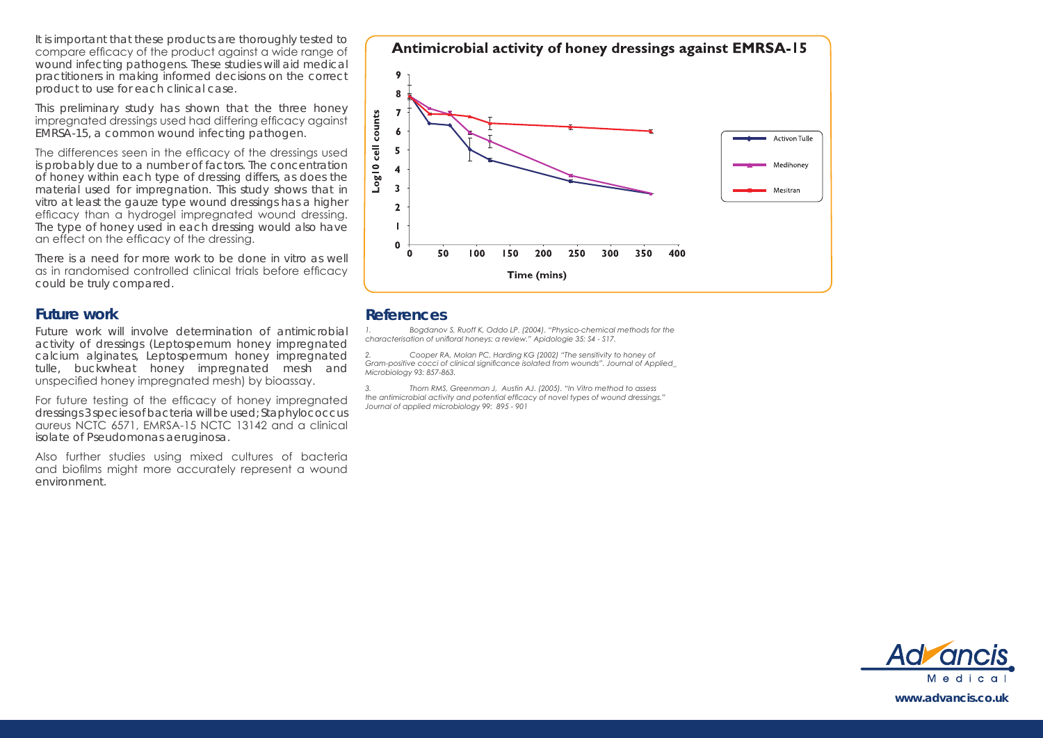It is important that these products are thoroughly tested to compare efficacy of the product against a wide range of wound infecting pathogens. These studies will aid medical practitioners in making informed decisions on the correct product to use for each clinical case.

This preliminary study has shown that the three honey impregnated dressings used had differing efficacy against EMRSA-15, a common wound infecting pathogen.

The differences seen in the efficacy of the dressings used is probably due to a number of factors. The concentration of honey within each type of dressing differs, as does the material used for impregnation. This study shows that in vitro at least the gauze type wound dressings has a higher efficacy than a hydrogel impregnated wound dressing. The type of honey used in each dressing would also have an effect on the efficacy of the dressing.

There is a need for more work to be done in vitro as well as in randomised controlled clinical trials before efficacy could be truly compared.

## Future work

Future work will involve determination of antimicrobial activity of dressings (Leptospermum honey impregnated calcium alginates, Leptospermum honey impregnated tulle, buckwheat honey impregnated mesh and unspecified honey impregnated mesh) by bioassay.

For future testing of the efficacy of honey impregnated dressings 3 species of bacteria will be used; Staphylococcus aureus NCTC 6571, EMRSA-15 NCTC 13142 and a clinical isolate of Pseudomonas aeruginosa.

Also further studies using mixed cultures of bacteria and biofilms might more accurately represent a wound environment.

**Antimicrobial activity of honey dressings against EMRSA-15**

Log10 cell counts

9
8
7
6
5
4
3
2
1
0

0 50 100 150 200 250 300 350 400

Time (mins)

Activon Tulle
Medihoney
Mesitran

## References

1. *Bogdanov S, Ruoff K, Oddo LP. (2004). "Physico-chemical methods for the characterisation of unifloral honeys: a review." Apidologie 35: S4 - S17.*

2. *Cooper RA, Molan PC, Harding KG (2002) "The sensitivity to honey of Gram-positive cocci of clinical significance isolated from wounds". Journal of Applied_ Microbiology 93: 857-863.*

3. *Thorn RMS, Greenman J, Austin AJ. (2005). "In Vitro method to assess the antimicrobial activity and potential efficacy of novel types of wound dressings." Journal of applied microbiology 99: 895 - 901*

Advancis Medical

www.advancis.co.uk